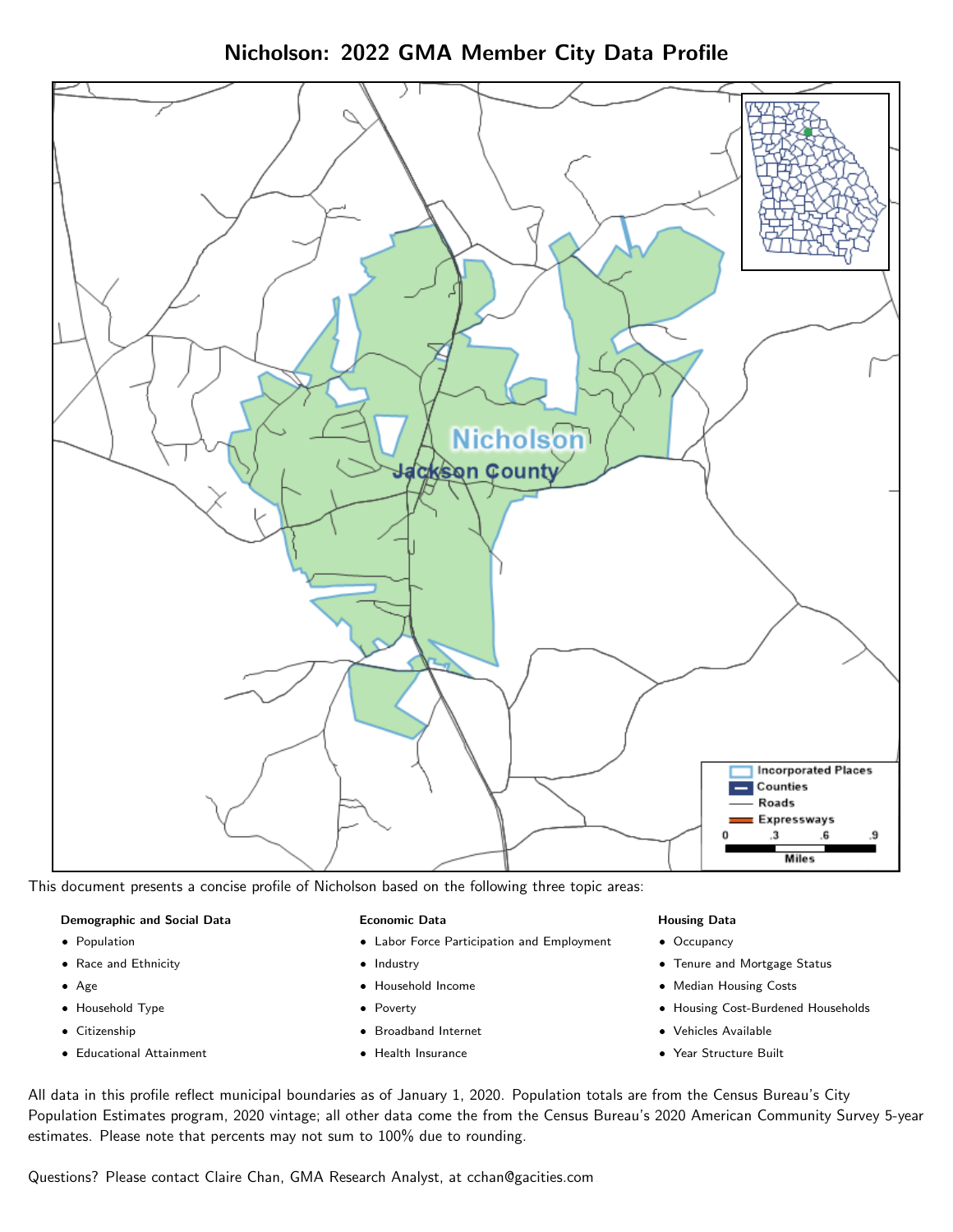# Nicholson: 2022 GMA Member City Data Profile

This document presents a concise profile of Nicholson based on the following three topic areas:

**Demographic and Social Data**

- Population
- Race and Ethnicity
- Age
- Household Type
- Citizenship
- Educational Attainment

**Economic Data**

- Labor Force Participation and Employment
- Industry
- Household Income
- Poverty
- Broadband Internet
- Health Insurance

**Housing Data**

- Occupancy
- Tenure and Mortgage Status
- Median Housing Costs
- Housing Cost-Burdened Households
- Vehicles Available
- Year Structure Built

All data in this profile reflect municipal boundaries as of January 1, 2020. Population totals are from the Census Bureau's City Population Estimates program, 2020 vintage; all other data come the from the Census Bureau's 2020 American Community Survey 5-year estimates. Please note that percents may not sum to 100% due to rounding.

Questions? Please contact Claire Chan, GMA Research Analyst, at cchan@gacities.com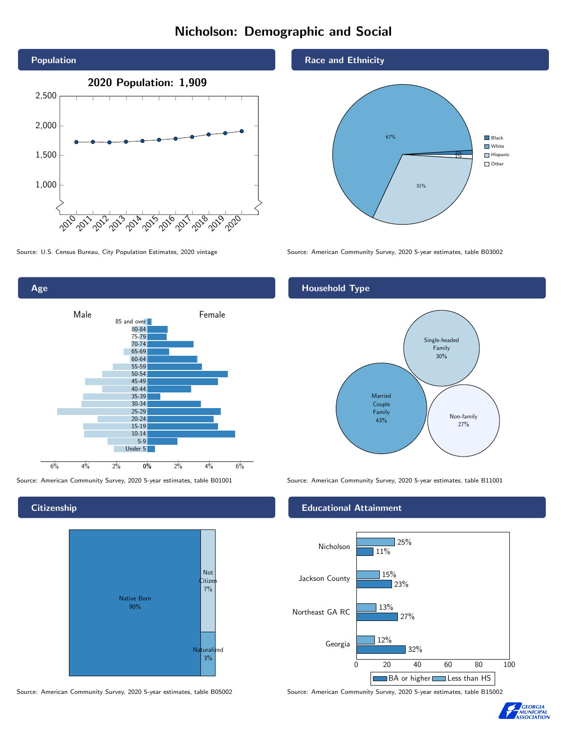# Nicholson: Demographic and Social

## Population

2020 Population: 1,909

Source: U.S. Census Bureau, City Population Estimates, 2020 vintage

## Race and Ethnicity

| Group | Share |
|---|---|
| White | 67% |
| Hispanic | 31% |
| Black | 1% |
| Other | 1% |

Source: American Community Survey, 2020 5-year estimates, table B03002

## Age

Male | Female

Age groups: 85 and over, 80-84, 75-79, 70-74, 65-69, 60-64, 55-59, 50-54, 45-49, 40-44, 35-39, 30-34, 25-29, 20-24, 15-19, 10-14, 5-9, Under 5

Source: American Community Survey, 2020 5-year estimates, table B01001

## Household Type

| Household Type | Share |
|---|---|
| Married Couple Family | 43% |
| Single-headed Family | 30% |
| Non-family | 27% |

Source: American Community Survey, 2020 5-year estimates, table B11001

## Citizenship

| Status | Share |
|---|---|
| Native Born | 90% |
| Not Citizen | 7% |
| Naturalized | 3% |

Source: American Community Survey, 2020 5-year estimates, table B05002

## Educational Attainment

| Area | Less than HS | BA or higher |
|---|---|---|
| Nicholson | 25% | 11% |
| Jackson County | 15% | 23% |
| Northeast GA RC | 13% | 27% |
| Georgia | 12% | 32% |

Source: American Community Survey, 2020 5-year estimates, table B15002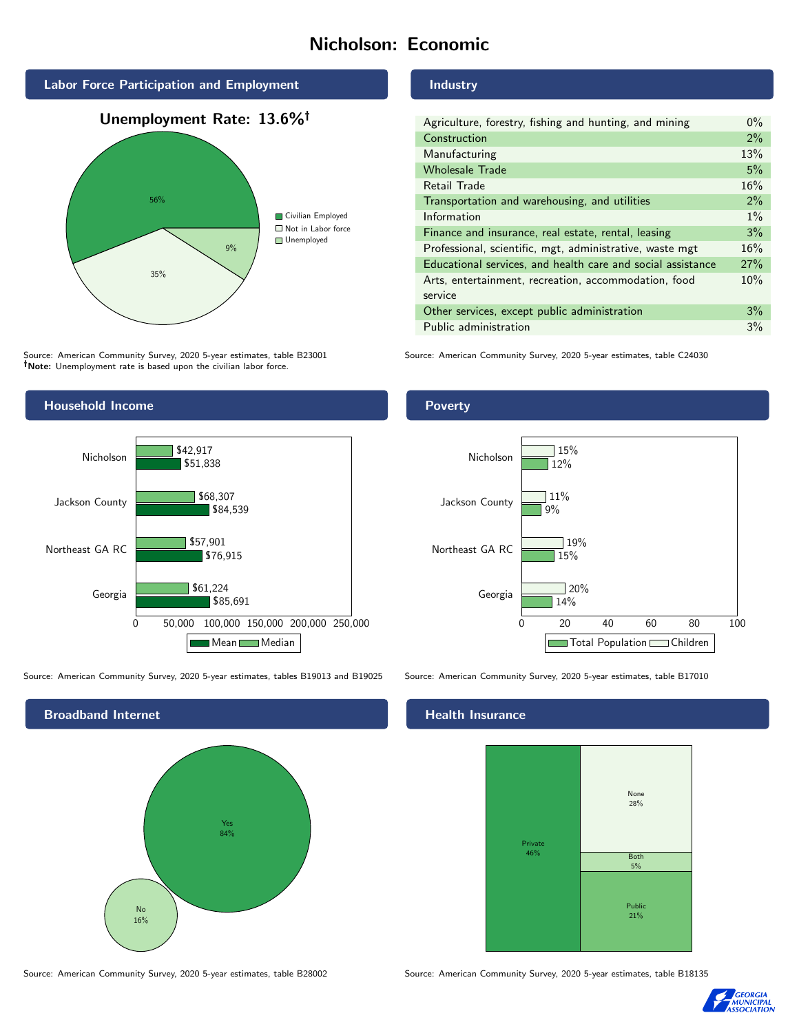# Nicholson: Economic

## Labor Force Participation and Employment

**Unemployment Rate: 13.6%†**

| Category | Percent |
|---|---|
| Civilian Employed | 56% |
| Not in Labor force | 35% |
| Unemployed | 9% |

Source: American Community Survey, 2020 5-year estimates, table B23001
**†Note:** Unemployment rate is based upon the civilian labor force.

## Industry

| Industry | Percent |
|---|---|
| Agriculture, forestry, fishing and hunting, and mining | 0% |
| Construction | 2% |
| Manufacturing | 13% |
| Wholesale Trade | 5% |
| Retail Trade | 16% |
| Transportation and warehousing, and utilities | 2% |
| Information | 1% |
| Finance and insurance, real estate, rental, leasing | 3% |
| Professional, scientific, mgt, administrative, waste mgt | 16% |
| Educational services, and health care and social assistance | 27% |
| Arts, entertainment, recreation, accommodation, food service | 10% |
| Other services, except public administration | 3% |
| Public administration | 3% |

Source: American Community Survey, 2020 5-year estimates, table C24030

## Household Income

| | Median | Mean |
|---|---|---|
| Nicholson | $42,917 | $51,838 |
| Jackson County | $68,307 | $84,539 |
| Northeast GA RC | $57,901 | $76,915 |
| Georgia | $61,224 | $85,691 |

Source: American Community Survey, 2020 5-year estimates, tables B19013 and B19025

## Poverty

| | Children | Total Population |
|---|---|---|
| Nicholson | 15% | 12% |
| Jackson County | 11% | 9% |
| Northeast GA RC | 19% | 15% |
| Georgia | 20% | 14% |

Source: American Community Survey, 2020 5-year estimates, table B17010

## Broadband Internet

| | Percent |
|---|---|
| Yes | 84% |
| No | 16% |

Source: American Community Survey, 2020 5-year estimates, table B28002

## Health Insurance

| | Percent |
|---|---|
| Private | 46% |
| None | 28% |
| Both | 5% |
| Public | 21% |

Source: American Community Survey, 2020 5-year estimates, table B18135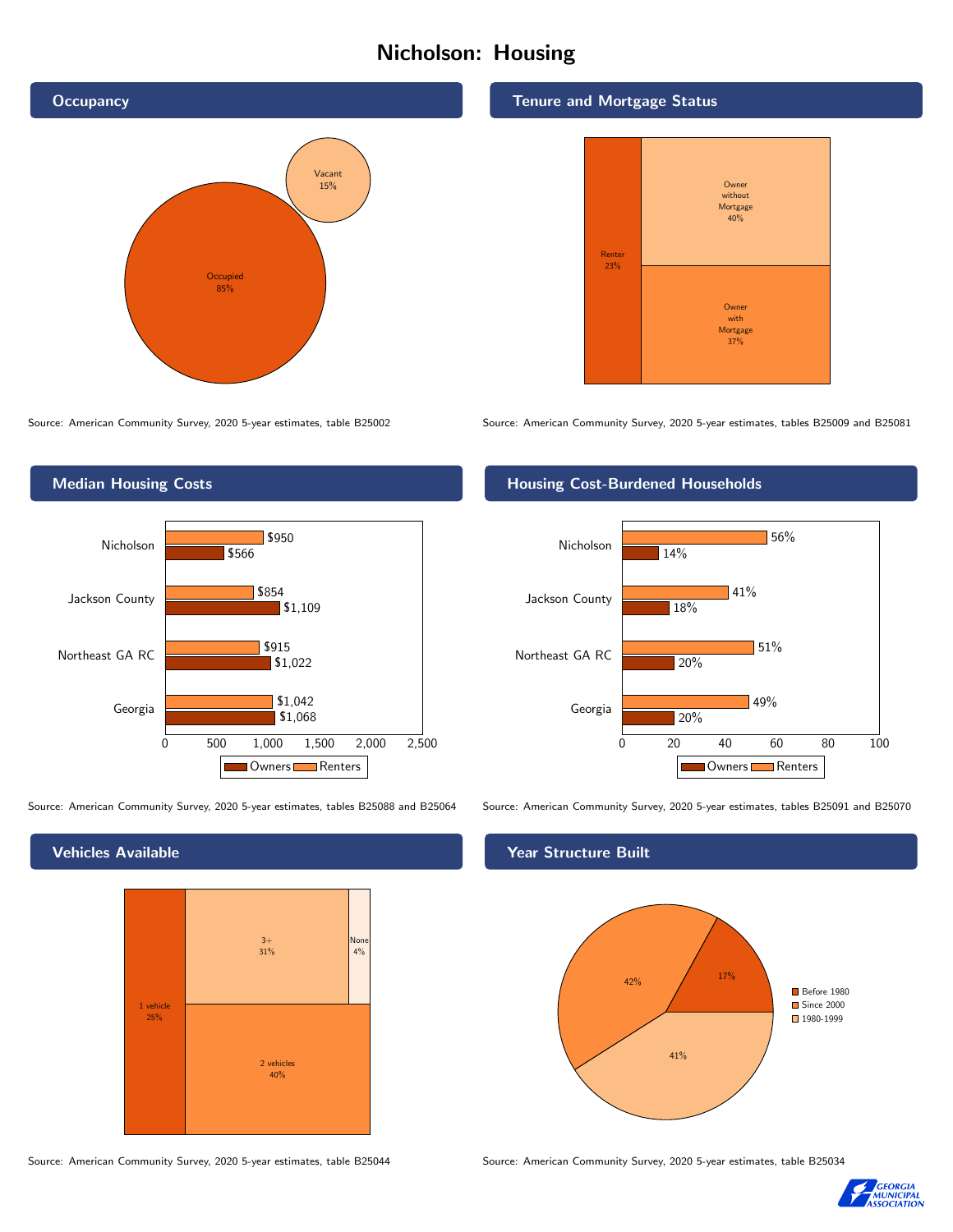# Nicholson: Housing

## Occupancy

Vacant
15%

Occupied
85%

Source: American Community Survey, 2020 5-year estimates, table B25002

## Tenure and Mortgage Status

Renter
23%

Owner without Mortgage
40%

Owner with Mortgage
37%

Source: American Community Survey, 2020 5-year estimates, tables B25009 and B25081

## Median Housing Costs

Nicholson
$950
$566

Jackson County
$854
$1,109

Northeast GA RC
$915
$1,022

Georgia
$1,042
$1,068

0 500 1,000 1,500 2,000 2,500

Owners Renters

Source: American Community Survey, 2020 5-year estimates, tables B25088 and B25064

## Housing Cost-Burdened Households

Nicholson
56%
14%

Jackson County
41%
18%

Northeast GA RC
51%
20%

Georgia
49%
20%

0 20 40 60 80 100

Owners Renters

Source: American Community Survey, 2020 5-year estimates, tables B25091 and B25070

## Vehicles Available

1 vehicle
25%

3+
31%

None
4%

2 vehicles
40%

Source: American Community Survey, 2020 5-year estimates, table B25044

## Year Structure Built

17%
42%
41%

Before 1980
Since 2000
1980-1999

Source: American Community Survey, 2020 5-year estimates, table B25034